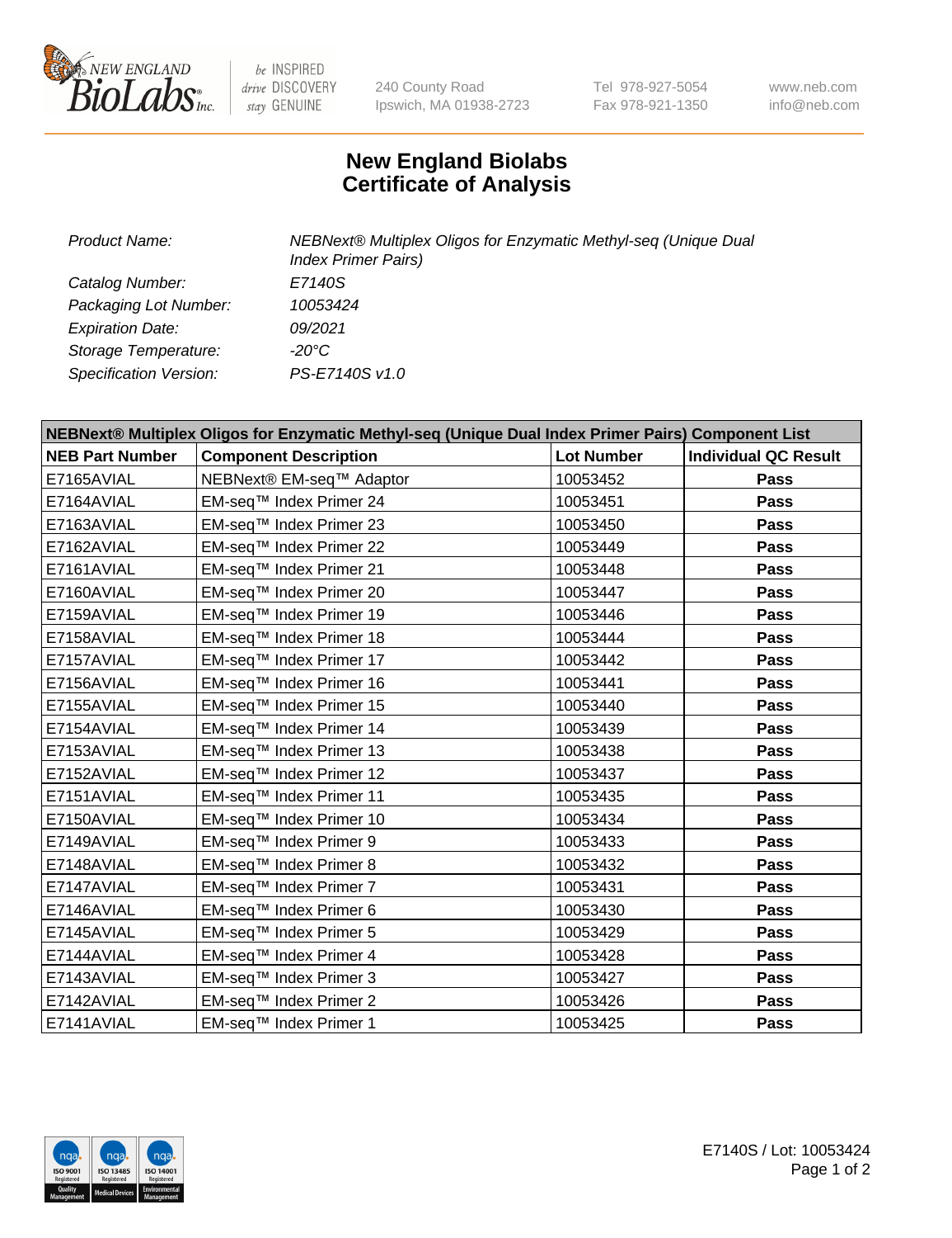# New England Biolabs Certificate of Analysis

| | |
|---|---|
| *Product Name:* | *NEBNext® Multiplex Oligos for Enzymatic Methyl-seq (Unique Dual Index Primer Pairs)* |
| *Catalog Number:* | *E7140S* |
| *Packaging Lot Number:* | *10053424* |
| *Expiration Date:* | *09/2021* |
| *Storage Temperature:* | *-20°C* |
| *Specification Version:* | *PS-E7140S v1.0* |

| NEBNext® Multiplex Oligos for Enzymatic Methyl-seq (Unique Dual Index Primer Pairs) Component List | | | |
|---|---|---|---|
| **NEB Part Number** | **Component Description** | **Lot Number** | **Individual QC Result** |
| E7165AVIAL | NEBNext® EM-seq™ Adaptor | 10053452 | **Pass** |
| E7164AVIAL | EM-seq™ Index Primer 24 | 10053451 | **Pass** |
| E7163AVIAL | EM-seq™ Index Primer 23 | 10053450 | **Pass** |
| E7162AVIAL | EM-seq™ Index Primer 22 | 10053449 | **Pass** |
| E7161AVIAL | EM-seq™ Index Primer 21 | 10053448 | **Pass** |
| E7160AVIAL | EM-seq™ Index Primer 20 | 10053447 | **Pass** |
| E7159AVIAL | EM-seq™ Index Primer 19 | 10053446 | **Pass** |
| E7158AVIAL | EM-seq™ Index Primer 18 | 10053444 | **Pass** |
| E7157AVIAL | EM-seq™ Index Primer 17 | 10053442 | **Pass** |
| E7156AVIAL | EM-seq™ Index Primer 16 | 10053441 | **Pass** |
| E7155AVIAL | EM-seq™ Index Primer 15 | 10053440 | **Pass** |
| E7154AVIAL | EM-seq™ Index Primer 14 | 10053439 | **Pass** |
| E7153AVIAL | EM-seq™ Index Primer 13 | 10053438 | **Pass** |
| E7152AVIAL | EM-seq™ Index Primer 12 | 10053437 | **Pass** |
| E7151AVIAL | EM-seq™ Index Primer 11 | 10053435 | **Pass** |
| E7150AVIAL | EM-seq™ Index Primer 10 | 10053434 | **Pass** |
| E7149AVIAL | EM-seq™ Index Primer 9 | 10053433 | **Pass** |
| E7148AVIAL | EM-seq™ Index Primer 8 | 10053432 | **Pass** |
| E7147AVIAL | EM-seq™ Index Primer 7 | 10053431 | **Pass** |
| E7146AVIAL | EM-seq™ Index Primer 6 | 10053430 | **Pass** |
| E7145AVIAL | EM-seq™ Index Primer 5 | 10053429 | **Pass** |
| E7144AVIAL | EM-seq™ Index Primer 4 | 10053428 | **Pass** |
| E7143AVIAL | EM-seq™ Index Primer 3 | 10053427 | **Pass** |
| E7142AVIAL | EM-seq™ Index Primer 2 | 10053426 | **Pass** |
| E7141AVIAL | EM-seq™ Index Primer 1 | 10053425 | **Pass** |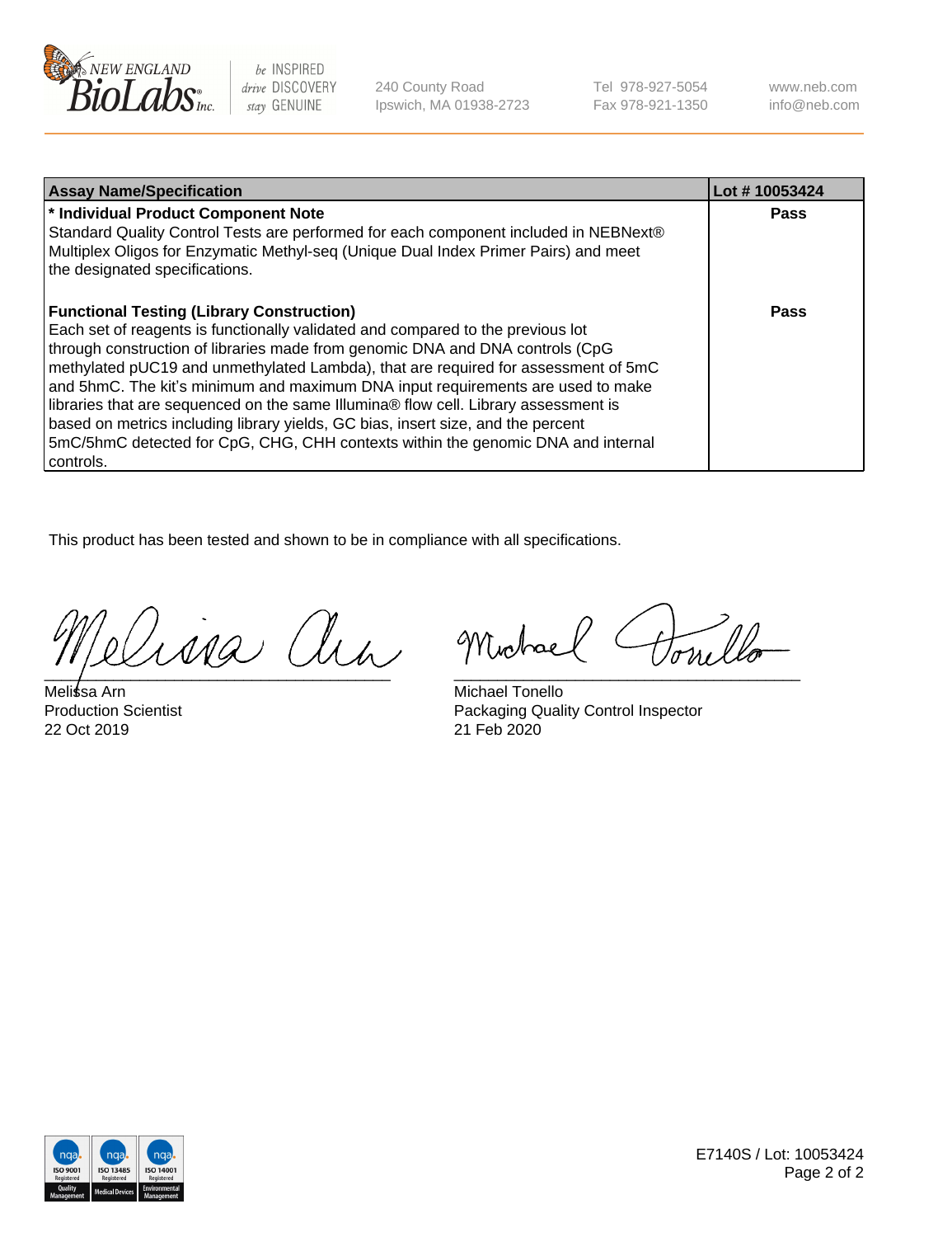New England BioLabs Inc. — be INSPIRED drive DISCOVERY stay GENUINE

240 County Road
Ipswich, MA 01938-2723

Tel 978-927-5054
Fax 978-921-1350

www.neb.com
info@neb.com

| Assay Name/Specification | Lot # 10053424 |
| --- | --- |
| **\* Individual Product Component Note**<br>Standard Quality Control Tests are performed for each component included in NEBNext® Multiplex Oligos for Enzymatic Methyl-seq (Unique Dual Index Primer Pairs) and meet the designated specifications. | **Pass** |
| **Functional Testing (Library Construction)**<br>Each set of reagents is functionally validated and compared to the previous lot through construction of libraries made from genomic DNA and DNA controls (CpG methylated pUC19 and unmethylated Lambda), that are required for assessment of 5mC and 5hmC. The kit's minimum and maximum DNA input requirements are used to make libraries that are sequenced on the same Illumina® flow cell. Library assessment is based on metrics including library yields, GC bias, insert size, and the percent 5mC/5hmC detected for CpG, CHG, CHH contexts within the genomic DNA and internal controls. | **Pass** |

This product has been tested and shown to be in compliance with all specifications.

Melissa Arn
Production Scientist
22 Oct 2019

Michael Tonello
Packaging Quality Control Inspector
21 Feb 2020

E7140S / Lot: 10053424